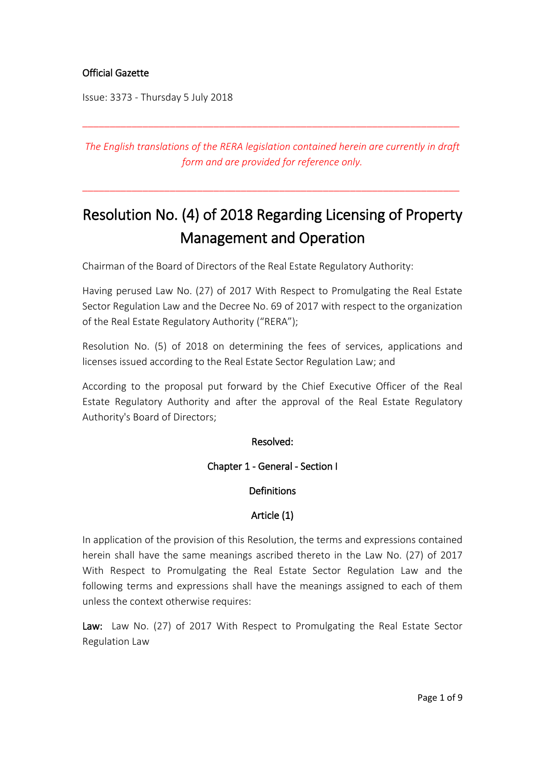Official Gazette

Issue: 3373 - Thursday 5 July 2018

---

*The English translations of the RERA legislation contained herein are currently in draft form and are provided for reference only.*

---

# Resolution No. (4) of 2018 Regarding Licensing of Property Management and Operation

Chairman of the Board of Directors of the Real Estate Regulatory Authority:

Having perused Law No. (27) of 2017 With Respect to Promulgating the Real Estate Sector Regulation Law and the Decree No. 69 of 2017 with respect to the organization of the Real Estate Regulatory Authority ("RERA");

Resolution No. (5) of 2018 on determining the fees of services, applications and licenses issued according to the Real Estate Sector Regulation Law; and

According to the proposal put forward by the Chief Executive Officer of the Real Estate Regulatory Authority and after the approval of the Real Estate Regulatory Authority's Board of Directors;

**Resolved:**

## Chapter 1 - General - Section I

### Definitions

### Article (1)

In application of the provision of this Resolution, the terms and expressions contained herein shall have the same meanings ascribed thereto in the Law No. (27) of 2017 With Respect to Promulgating the Real Estate Sector Regulation Law and the following terms and expressions shall have the meanings assigned to each of them unless the context otherwise requires:

**Law:** Law No. (27) of 2017 With Respect to Promulgating the Real Estate Sector Regulation Law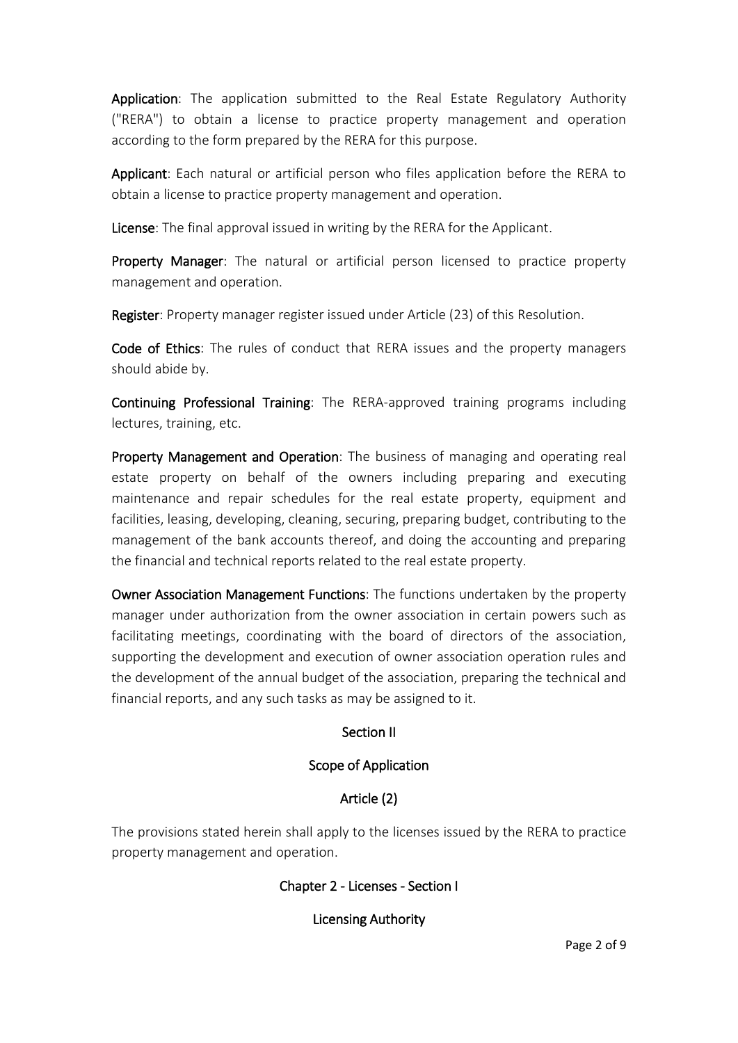**Application**: The application submitted to the Real Estate Regulatory Authority ("RERA") to obtain a license to practice property management and operation according to the form prepared by the RERA for this purpose.

**Applicant**: Each natural or artificial person who files application before the RERA to obtain a license to practice property management and operation.

**License**: The final approval issued in writing by the RERA for the Applicant.

**Property Manager**: The natural or artificial person licensed to practice property management and operation.

**Register**: Property manager register issued under Article (23) of this Resolution.

**Code of Ethics**: The rules of conduct that RERA issues and the property managers should abide by.

**Continuing Professional Training**: The RERA-approved training programs including lectures, training, etc.

**Property Management and Operation**: The business of managing and operating real estate property on behalf of the owners including preparing and executing maintenance and repair schedules for the real estate property, equipment and facilities, leasing, developing, cleaning, securing, preparing budget, contributing to the management of the bank accounts thereof, and doing the accounting and preparing the financial and technical reports related to the real estate property.

**Owner Association Management Functions**: The functions undertaken by the property manager under authorization from the owner association in certain powers such as facilitating meetings, coordinating with the board of directors of the association, supporting the development and execution of owner association operation rules and the development of the annual budget of the association, preparing the technical and financial reports, and any such tasks as may be assigned to it.

## Section II

## Scope of Application

### Article (2)

The provisions stated herein shall apply to the licenses issued by the RERA to practice property management and operation.

## Chapter 2 - Licenses - Section I

## Licensing Authority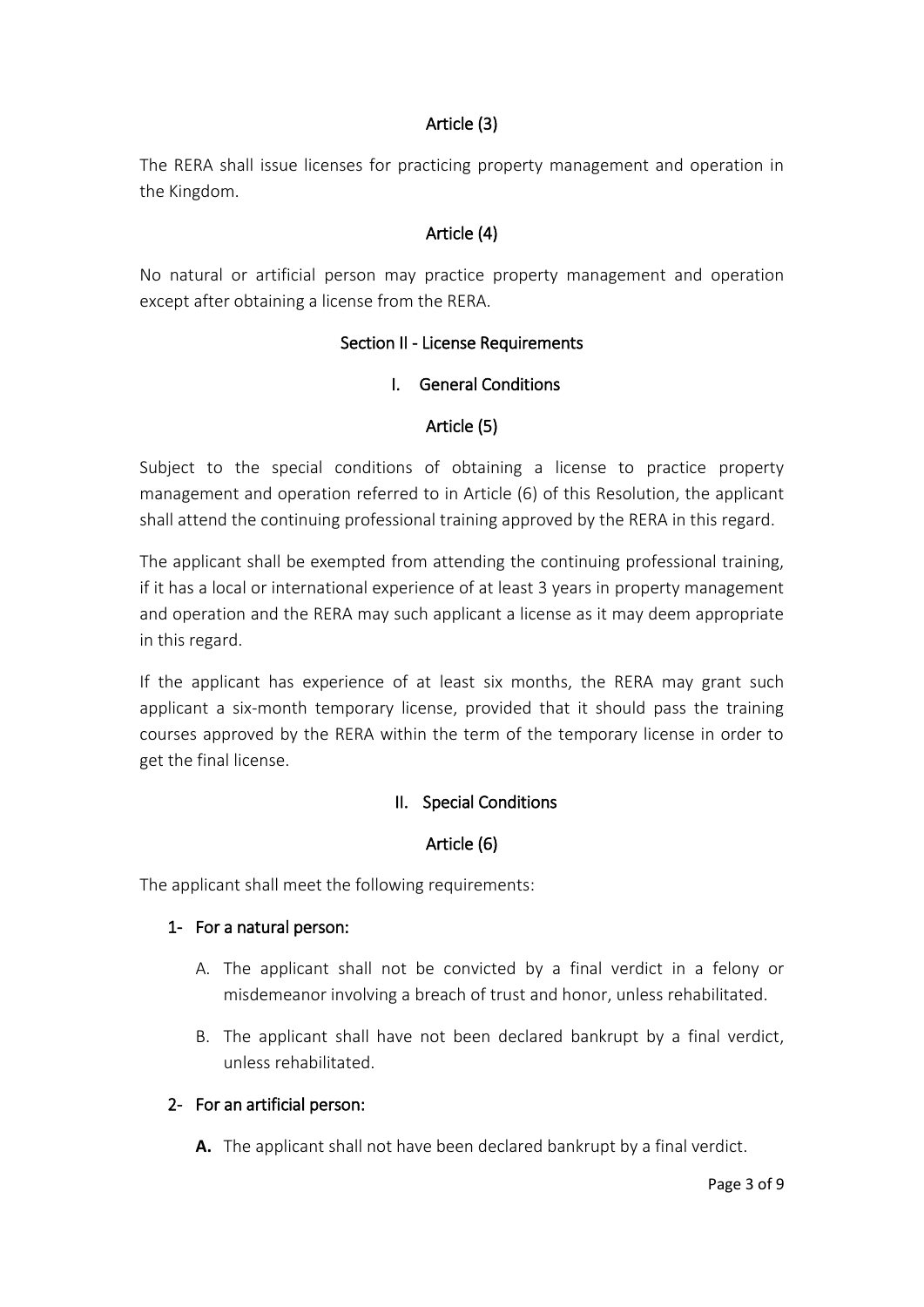## Article (3)

The RERA shall issue licenses for practicing property management and operation in the Kingdom.

## Article (4)

No natural or artificial person may practice property management and operation except after obtaining a license from the RERA.

## Section II - License Requirements

### I. General Conditions

## Article (5)

Subject to the special conditions of obtaining a license to practice property management and operation referred to in Article (6) of this Resolution, the applicant shall attend the continuing professional training approved by the RERA in this regard.

The applicant shall be exempted from attending the continuing professional training, if it has a local or international experience of at least 3 years in property management and operation and the RERA may such applicant a license as it may deem appropriate in this regard.

If the applicant has experience of at least six months, the RERA may grant such applicant a six-month temporary license, provided that it should pass the training courses approved by the RERA within the term of the temporary license in order to get the final license.

### II. Special Conditions

## Article (6)

The applicant shall meet the following requirements:

1- **For a natural person:**

   A. The applicant shall not be convicted by a final verdict in a felony or misdemeanor involving a breach of trust and honor, unless rehabilitated.

   B. The applicant shall have not been declared bankrupt by a final verdict, unless rehabilitated.

2- **For an artificial person:**

   **A.** The applicant shall not have been declared bankrupt by a final verdict.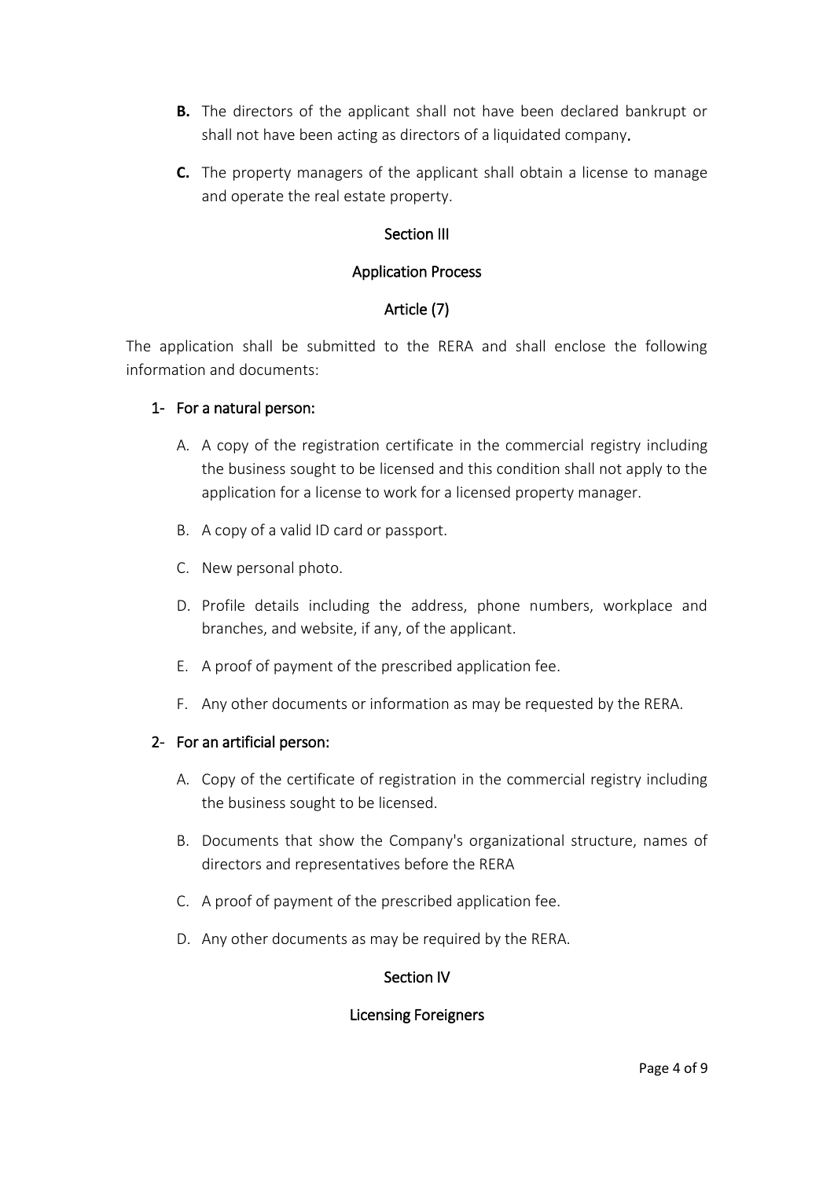**B.** The directors of the applicant shall not have been declared bankrupt or shall not have been acting as directors of a liquidated company.

**C.** The property managers of the applicant shall obtain a license to manage and operate the real estate property.

## Section III

## Application Process

### Article (7)

The application shall be submitted to the RERA and shall enclose the following information and documents:

1- **For a natural person:**

A. A copy of the registration certificate in the commercial registry including the business sought to be licensed and this condition shall not apply to the application for a license to work for a licensed property manager.

B. A copy of a valid ID card or passport.

C. New personal photo.

D. Profile details including the address, phone numbers, workplace and branches, and website, if any, of the applicant.

E. A proof of payment of the prescribed application fee.

F. Any other documents or information as may be requested by the RERA.

2- **For an artificial person:**

A. Copy of the certificate of registration in the commercial registry including the business sought to be licensed.

B. Documents that show the Company's organizational structure, names of directors and representatives before the RERA

C. A proof of payment of the prescribed application fee.

D. Any other documents as may be required by the RERA.

## Section IV

## Licensing Foreigners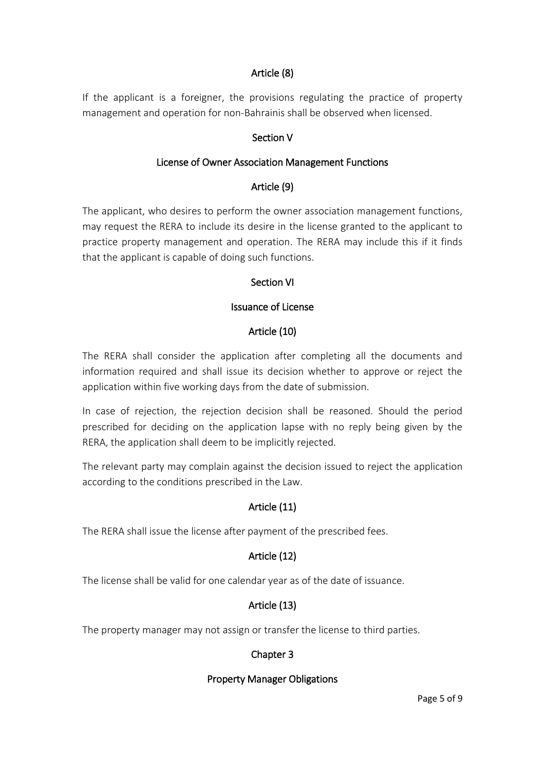### Article (8)

If the applicant is a foreigner, the provisions regulating the practice of property management and operation for non-Bahrainis shall be observed when licensed.

## Section V

## License of Owner Association Management Functions

### Article (9)

The applicant, who desires to perform the owner association management functions, may request the RERA to include its desire in the license granted to the applicant to practice property management and operation. The RERA may include this if it finds that the applicant is capable of doing such functions.

## Section VI

## Issuance of License

### Article (10)

The RERA shall consider the application after completing all the documents and information required and shall issue its decision whether to approve or reject the application within five working days from the date of submission.

In case of rejection, the rejection decision shall be reasoned. Should the period prescribed for deciding on the application lapse with no reply being given by the RERA, the application shall deem to be implicitly rejected.

The relevant party may complain against the decision issued to reject the application according to the conditions prescribed in the Law.

### Article (11)

The RERA shall issue the license after payment of the prescribed fees.

### Article (12)

The license shall be valid for one calendar year as of the date of issuance.

### Article (13)

The property manager may not assign or transfer the license to third parties.

# Chapter 3

## Property Manager Obligations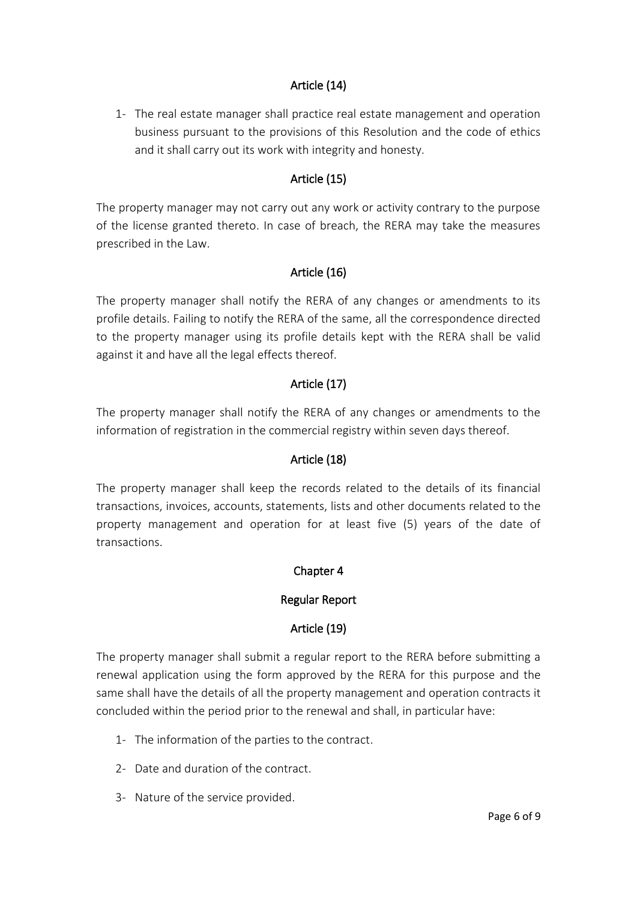## Article (14)

1- The real estate manager shall practice real estate management and operation business pursuant to the provisions of this Resolution and the code of ethics and it shall carry out its work with integrity and honesty.

## Article (15)

The property manager may not carry out any work or activity contrary to the purpose of the license granted thereto. In case of breach, the RERA may take the measures prescribed in the Law.

## Article (16)

The property manager shall notify the RERA of any changes or amendments to its profile details. Failing to notify the RERA of the same, all the correspondence directed to the property manager using its profile details kept with the RERA shall be valid against it and have all the legal effects thereof.

## Article (17)

The property manager shall notify the RERA of any changes or amendments to the information of registration in the commercial registry within seven days thereof.

## Article (18)

The property manager shall keep the records related to the details of its financial transactions, invoices, accounts, statements, lists and other documents related to the property management and operation for at least five (5) years of the date of transactions.

# Chapter 4

# Regular Report

## Article (19)

The property manager shall submit a regular report to the RERA before submitting a renewal application using the form approved by the RERA for this purpose and the same shall have the details of all the property management and operation contracts it concluded within the period prior to the renewal and shall, in particular have:

1- The information of the parties to the contract.

2- Date and duration of the contract.

3- Nature of the service provided.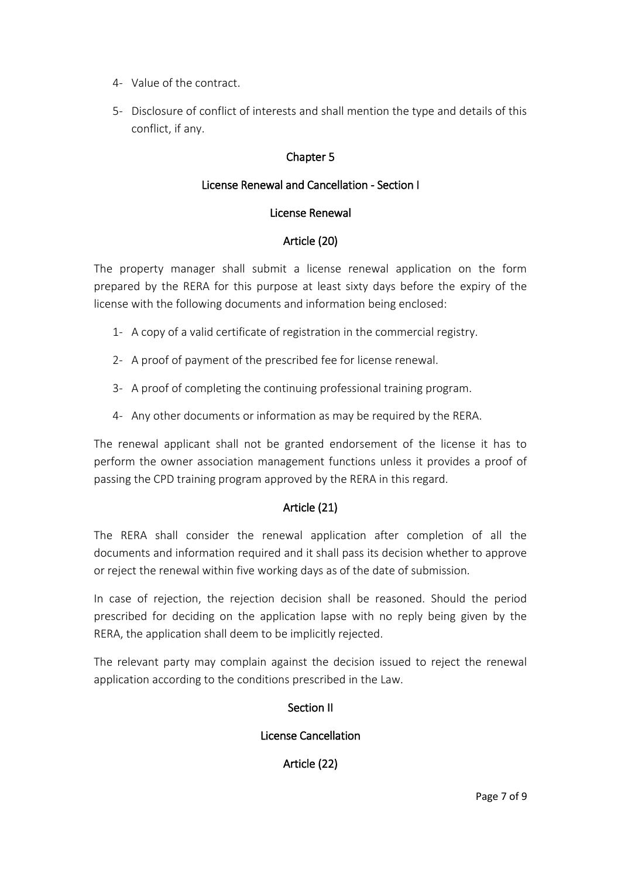4- Value of the contract.

5- Disclosure of conflict of interests and shall mention the type and details of this conflict, if any.

## Chapter 5

### License Renewal and Cancellation - Section I

### License Renewal

#### Article (20)

The property manager shall submit a license renewal application on the form prepared by the RERA for this purpose at least sixty days before the expiry of the license with the following documents and information being enclosed:

1- A copy of a valid certificate of registration in the commercial registry.

2- A proof of payment of the prescribed fee for license renewal.

3- A proof of completing the continuing professional training program.

4- Any other documents or information as may be required by the RERA.

The renewal applicant shall not be granted endorsement of the license it has to perform the owner association management functions unless it provides a proof of passing the CPD training program approved by the RERA in this regard.

#### Article (21)

The RERA shall consider the renewal application after completion of all the documents and information required and it shall pass its decision whether to approve or reject the renewal within five working days as of the date of submission.

In case of rejection, the rejection decision shall be reasoned. Should the period prescribed for deciding on the application lapse with no reply being given by the RERA, the application shall deem to be implicitly rejected.

The relevant party may complain against the decision issued to reject the renewal application according to the conditions prescribed in the Law.

### Section II

### License Cancellation

#### Article (22)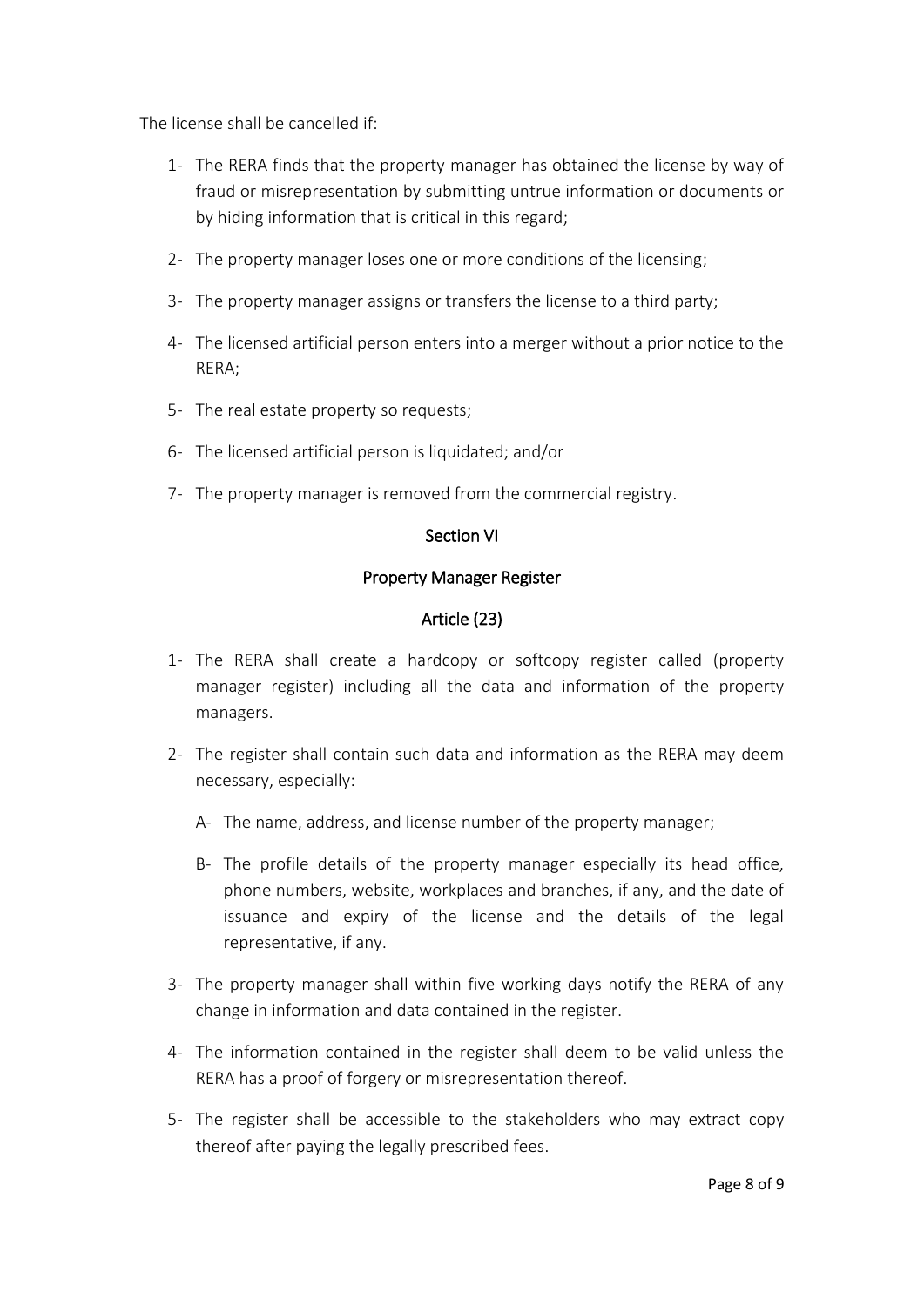The license shall be cancelled if:

1- The RERA finds that the property manager has obtained the license by way of fraud or misrepresentation by submitting untrue information or documents or by hiding information that is critical in this regard;

2- The property manager loses one or more conditions of the licensing;

3- The property manager assigns or transfers the license to a third party;

4- The licensed artificial person enters into a merger without a prior notice to the RERA;

5- The real estate property so requests;

6- The licensed artificial person is liquidated; and/or

7- The property manager is removed from the commercial registry.

## Section VI

## Property Manager Register

### Article (23)

1- The RERA shall create a hardcopy or softcopy register called (property manager register) including all the data and information of the property managers.

2- The register shall contain such data and information as the RERA may deem necessary, especially:

   A- The name, address, and license number of the property manager;

   B- The profile details of the property manager especially its head office, phone numbers, website, workplaces and branches, if any, and the date of issuance and expiry of the license and the details of the legal representative, if any.

3- The property manager shall within five working days notify the RERA of any change in information and data contained in the register.

4- The information contained in the register shall deem to be valid unless the RERA has a proof of forgery or misrepresentation thereof.

5- The register shall be accessible to the stakeholders who may extract copy thereof after paying the legally prescribed fees.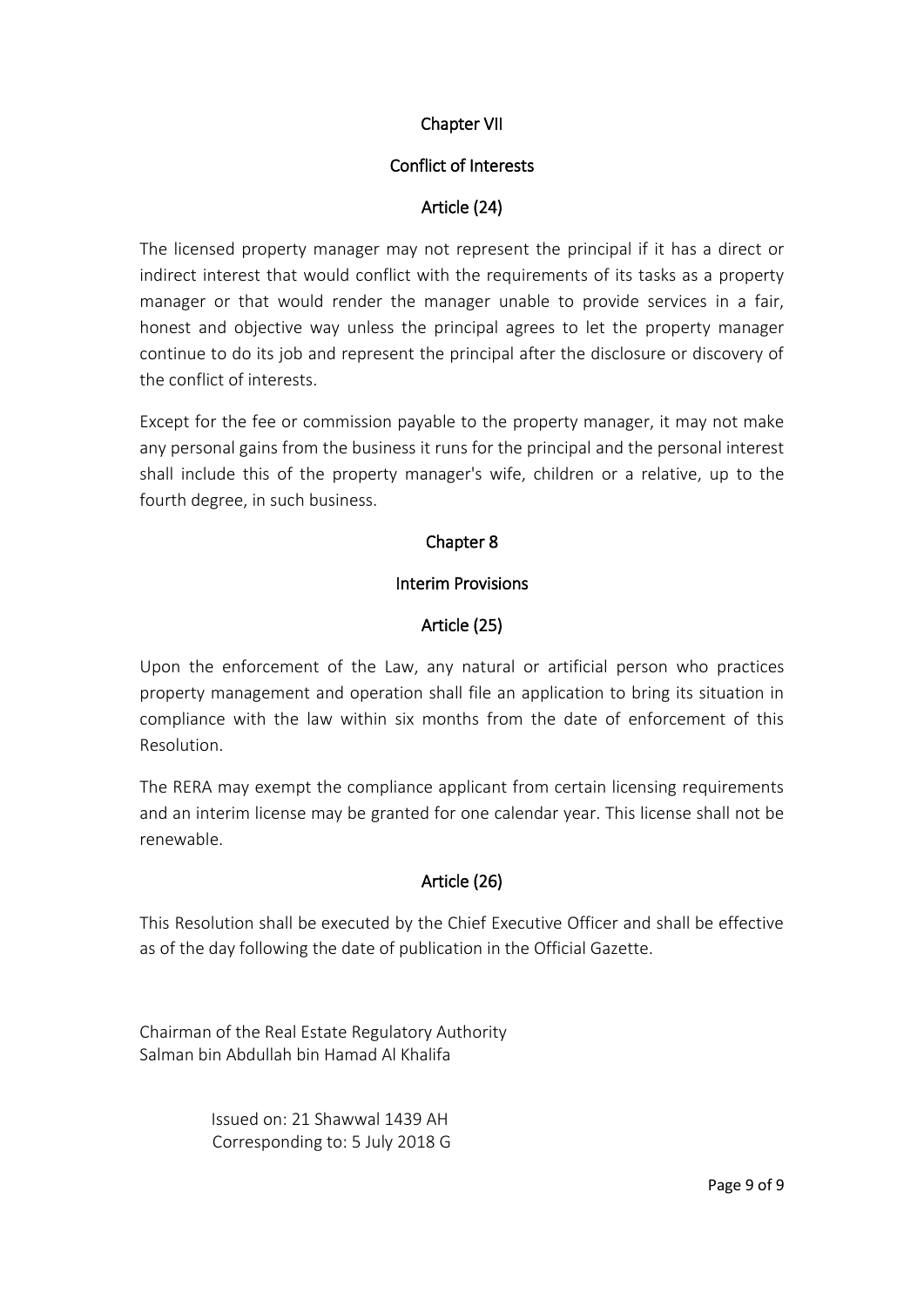## Chapter VII

## Conflict of Interests

### Article (24)

The licensed property manager may not represent the principal if it has a direct or indirect interest that would conflict with the requirements of its tasks as a property manager or that would render the manager unable to provide services in a fair, honest and objective way unless the principal agrees to let the property manager continue to do its job and represent the principal after the disclosure or discovery of the conflict of interests.

Except for the fee or commission payable to the property manager, it may not make any personal gains from the business it runs for the principal and the personal interest shall include this of the property manager's wife, children or a relative, up to the fourth degree, in such business.

## Chapter 8

## Interim Provisions

### Article (25)

Upon the enforcement of the Law, any natural or artificial person who practices property management and operation shall file an application to bring its situation in compliance with the law within six months from the date of enforcement of this Resolution.

The RERA may exempt the compliance applicant from certain licensing requirements and an interim license may be granted for one calendar year. This license shall not be renewable.

### Article (26)

This Resolution shall be executed by the Chief Executive Officer and shall be effective as of the day following the date of publication in the Official Gazette.

Chairman of the Real Estate Regulatory Authority
Salman bin Abdullah bin Hamad Al Khalifa

Issued on: 21 Shawwal 1439 AH
Corresponding to: 5 July 2018 G